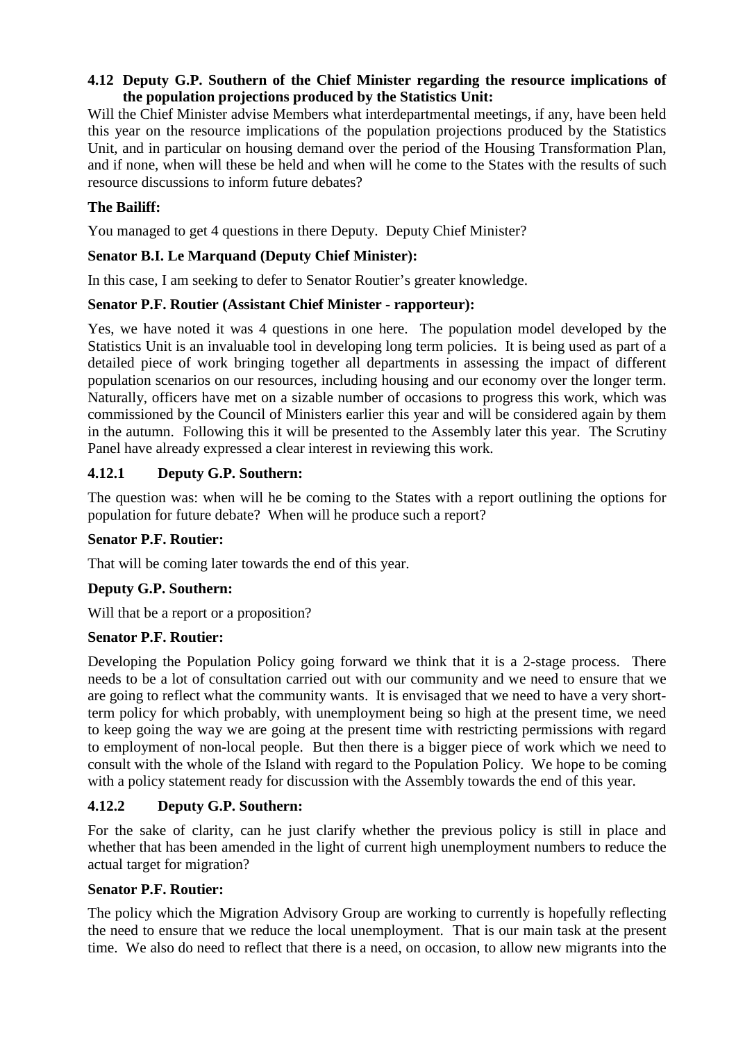### 4.12 Deputy G.P. Southern of the Chief Minister regarding the resource implications of the population projections produced by the Statistics Unit:

Will the Chief Minister advise Members what interdepartmental meetings, if any, have been held this year on the resource implications of the population projections produced by the Statistics Unit, and in particular on housing demand over the period of the Housing Transformation Plan, and if none, when will these be held and when will he come to the States with the results of such resource discussions to inform future debates?

**The Bailiff:**

You managed to get 4 questions in there Deputy. Deputy Chief Minister?

**Senator B.I. Le Marquand (Deputy Chief Minister):**

In this case, I am seeking to defer to Senator Routier's greater knowledge.

**Senator P.F. Routier (Assistant Chief Minister - rapporteur):**

Yes, we have noted it was 4 questions in one here. The population model developed by the Statistics Unit is an invaluable tool in developing long term policies. It is being used as part of a detailed piece of work bringing together all departments in assessing the impact of different population scenarios on our resources, including housing and our economy over the longer term. Naturally, officers have met on a sizable number of occasions to progress this work, which was commissioned by the Council of Ministers earlier this year and will be considered again by them in the autumn. Following this it will be presented to the Assembly later this year. The Scrutiny Panel have already expressed a clear interest in reviewing this work.

### 4.12.1 Deputy G.P. Southern:

The question was: when will he be coming to the States with a report outlining the options for population for future debate? When will he produce such a report?

**Senator P.F. Routier:**

That will be coming later towards the end of this year.

**Deputy G.P. Southern:**

Will that be a report or a proposition?

**Senator P.F. Routier:**

Developing the Population Policy going forward we think that it is a 2-stage process. There needs to be a lot of consultation carried out with our community and we need to ensure that we are going to reflect what the community wants. It is envisaged that we need to have a very short-term policy for which probably, with unemployment being so high at the present time, we need to keep going the way we are going at the present time with restricting permissions with regard to employment of non-local people. But then there is a bigger piece of work which we need to consult with the whole of the Island with regard to the Population Policy. We hope to be coming with a policy statement ready for discussion with the Assembly towards the end of this year.

### 4.12.2 Deputy G.P. Southern:

For the sake of clarity, can he just clarify whether the previous policy is still in place and whether that has been amended in the light of current high unemployment numbers to reduce the actual target for migration?

**Senator P.F. Routier:**

The policy which the Migration Advisory Group are working to currently is hopefully reflecting the need to ensure that we reduce the local unemployment. That is our main task at the present time. We also do need to reflect that there is a need, on occasion, to allow new migrants into the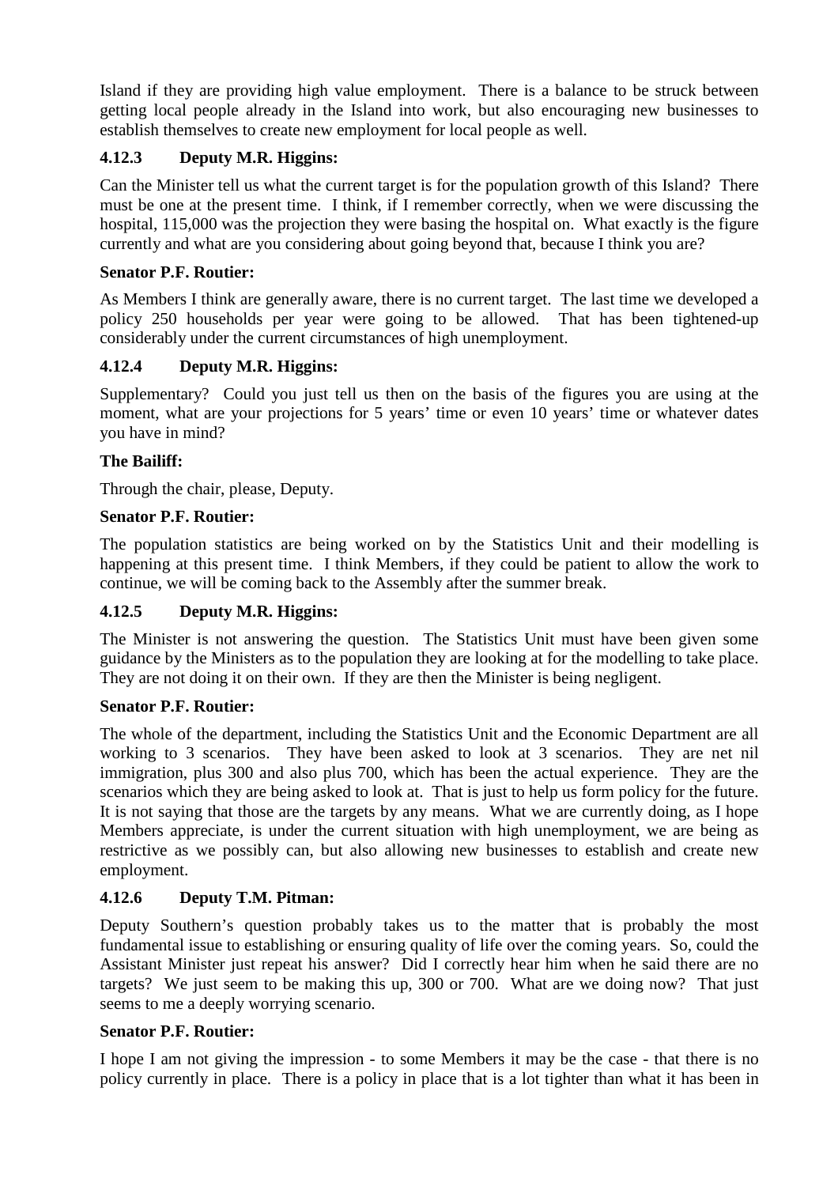Island if they are providing high value employment. There is a balance to be struck between getting local people already in the Island into work, but also encouraging new businesses to establish themselves to create new employment for local people as well.

### 4.12.3 Deputy M.R. Higgins:

Can the Minister tell us what the current target is for the population growth of this Island? There must be one at the present time. I think, if I remember correctly, when we were discussing the hospital, 115,000 was the projection they were basing the hospital on. What exactly is the figure currently and what are you considering about going beyond that, because I think you are?

**Senator P.F. Routier:**

As Members I think are generally aware, there is no current target. The last time we developed a policy 250 households per year were going to be allowed. That has been tightened-up considerably under the current circumstances of high unemployment.

### 4.12.4 Deputy M.R. Higgins:

Supplementary? Could you just tell us then on the basis of the figures you are using at the moment, what are your projections for 5 years' time or even 10 years' time or whatever dates you have in mind?

**The Bailiff:**

Through the chair, please, Deputy.

**Senator P.F. Routier:**

The population statistics are being worked on by the Statistics Unit and their modelling is happening at this present time. I think Members, if they could be patient to allow the work to continue, we will be coming back to the Assembly after the summer break.

### 4.12.5 Deputy M.R. Higgins:

The Minister is not answering the question. The Statistics Unit must have been given some guidance by the Ministers as to the population they are looking at for the modelling to take place. They are not doing it on their own. If they are then the Minister is being negligent.

**Senator P.F. Routier:**

The whole of the department, including the Statistics Unit and the Economic Department are all working to 3 scenarios. They have been asked to look at 3 scenarios. They are net nil immigration, plus 300 and also plus 700, which has been the actual experience. They are the scenarios which they are being asked to look at. That is just to help us form policy for the future. It is not saying that those are the targets by any means. What we are currently doing, as I hope Members appreciate, is under the current situation with high unemployment, we are being as restrictive as we possibly can, but also allowing new businesses to establish and create new employment.

### 4.12.6 Deputy T.M. Pitman:

Deputy Southern's question probably takes us to the matter that is probably the most fundamental issue to establishing or ensuring quality of life over the coming years. So, could the Assistant Minister just repeat his answer? Did I correctly hear him when he said there are no targets? We just seem to be making this up, 300 or 700. What are we doing now? That just seems to me a deeply worrying scenario.

**Senator P.F. Routier:**

I hope I am not giving the impression - to some Members it may be the case - that there is no policy currently in place. There is a policy in place that is a lot tighter than what it has been in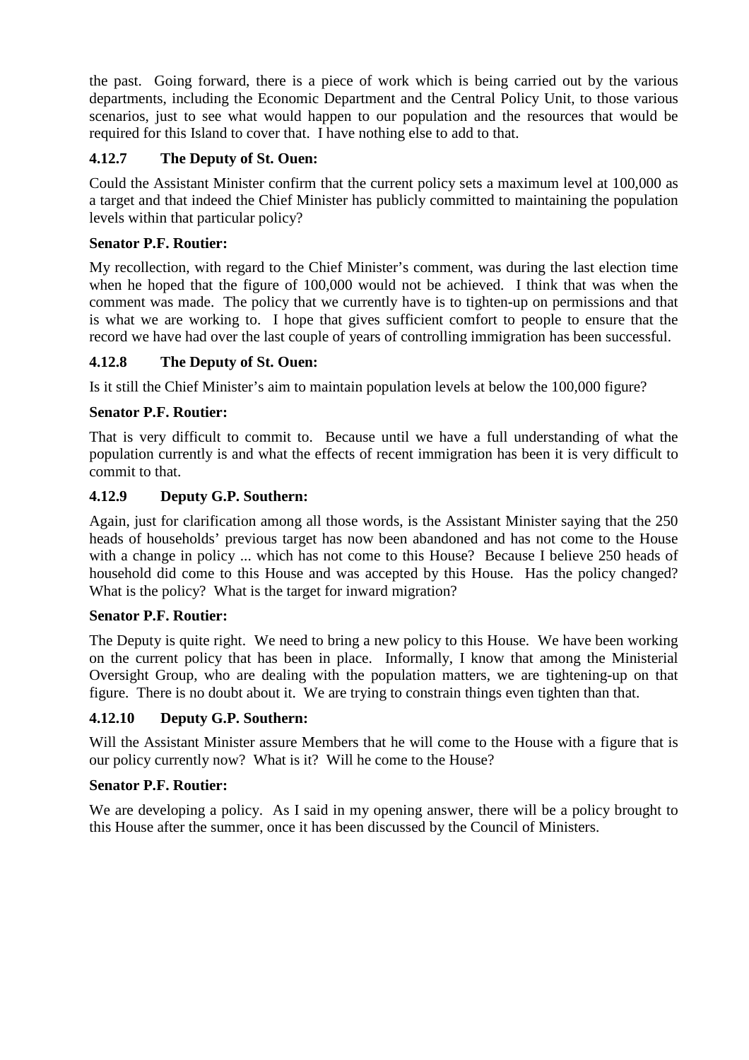the past. Going forward, there is a piece of work which is being carried out by the various departments, including the Economic Department and the Central Policy Unit, to those various scenarios, just to see what would happen to our population and the resources that would be required for this Island to cover that. I have nothing else to add to that.

### 4.12.7 The Deputy of St. Ouen:

Could the Assistant Minister confirm that the current policy sets a maximum level at 100,000 as a target and that indeed the Chief Minister has publicly committed to maintaining the population levels within that particular policy?

**Senator P.F. Routier:**

My recollection, with regard to the Chief Minister's comment, was during the last election time when he hoped that the figure of 100,000 would not be achieved. I think that was when the comment was made. The policy that we currently have is to tighten-up on permissions and that is what we are working to. I hope that gives sufficient comfort to people to ensure that the record we have had over the last couple of years of controlling immigration has been successful.

### 4.12.8 The Deputy of St. Ouen:

Is it still the Chief Minister's aim to maintain population levels at below the 100,000 figure?

**Senator P.F. Routier:**

That is very difficult to commit to. Because until we have a full understanding of what the population currently is and what the effects of recent immigration has been it is very difficult to commit to that.

### 4.12.9 Deputy G.P. Southern:

Again, just for clarification among all those words, is the Assistant Minister saying that the 250 heads of households' previous target has now been abandoned and has not come to the House with a change in policy ... which has not come to this House? Because I believe 250 heads of household did come to this House and was accepted by this House. Has the policy changed? What is the policy? What is the target for inward migration?

**Senator P.F. Routier:**

The Deputy is quite right. We need to bring a new policy to this House. We have been working on the current policy that has been in place. Informally, I know that among the Ministerial Oversight Group, who are dealing with the population matters, we are tightening-up on that figure. There is no doubt about it. We are trying to constrain things even tighten than that.

### 4.12.10 Deputy G.P. Southern:

Will the Assistant Minister assure Members that he will come to the House with a figure that is our policy currently now? What is it? Will he come to the House?

**Senator P.F. Routier:**

We are developing a policy. As I said in my opening answer, there will be a policy brought to this House after the summer, once it has been discussed by the Council of Ministers.